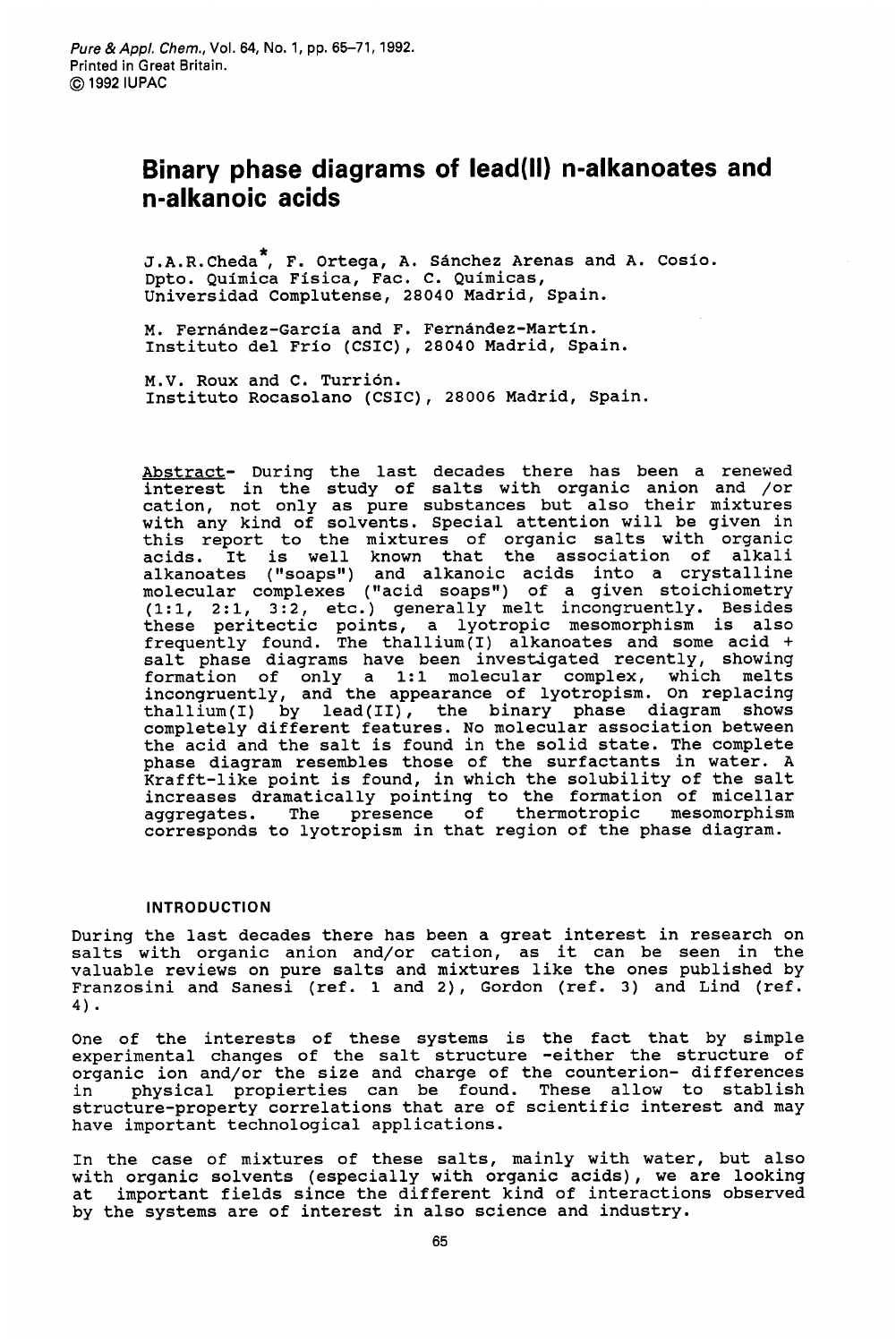# Binary phase diagrams of lead(II) n-alkanoates and n-alkanoic acids

J.A.R.Cheda*, F. Ortega, A. Sánchez Arenas and A. Cosío.
Dpto. Química Física, Fac. C. Químicas,
Universidad Complutense, 28040 Madrid, Spain.

M. Fernández-García and F. Fernández-Martín.
Instituto del Frío (CSIC), 28040 Madrid, Spain.

M.V. Roux and C. Turrión.
Instituto Rocasolano (CSIC), 28006 Madrid, Spain.

Abstract- During the last decades there has been a renewed interest in the study of salts with organic anion and /or cation, not only as pure substances but also their mixtures with any kind of solvents. Special attention will be given in this report to the mixtures of organic salts with organic acids. It is well known that the association of alkali alkanoates ("soaps") and alkanoic acids into a crystalline molecular complexes ("acid soaps") of a given stoichiometry (1:1, 2:1, 3:2, etc.) generally melt incongruently. Besides these peritectic points, a lyotropic mesomorphism is also frequently found. The thallium(I) alkanoates and some acid + salt phase diagrams have been investigated recently, showing formation of only a 1:1 molecular complex, which melts incongruently, and the appearance of lyotropism. On replacing thallium(I) by lead(II), the binary phase diagram shows completely different features. No molecular association between the acid and the salt is found in the solid state. The complete phase diagram resembles those of the surfactants in water. A Krafft-like point is found, in which the solubility of the salt increases dramatically pointing to the formation of micellar aggregates. The presence of thermotropic mesomorphism corresponds to lyotropism in that region of the phase diagram.

## INTRODUCTION

During the last decades there has been a great interest in research on salts with organic anion and/or cation, as it can be seen in the valuable reviews on pure salts and mixtures like the ones published by Franzosini and Sanesi (ref. 1 and 2), Gordon (ref. 3) and Lind (ref. 4).

One of the interests of these systems is the fact that by simple experimental changes of the salt structure -either the structure of organic ion and/or the size and charge of the counterion- differences in physical propierties can be found. These allow to stablish structure-property correlations that are of scientific interest and may have important technological applications.

In the case of mixtures of these salts, mainly with water, but also with organic solvents (especially with organic acids), we are looking at important fields since the different kind of interactions observed by the systems are of interest in also science and industry.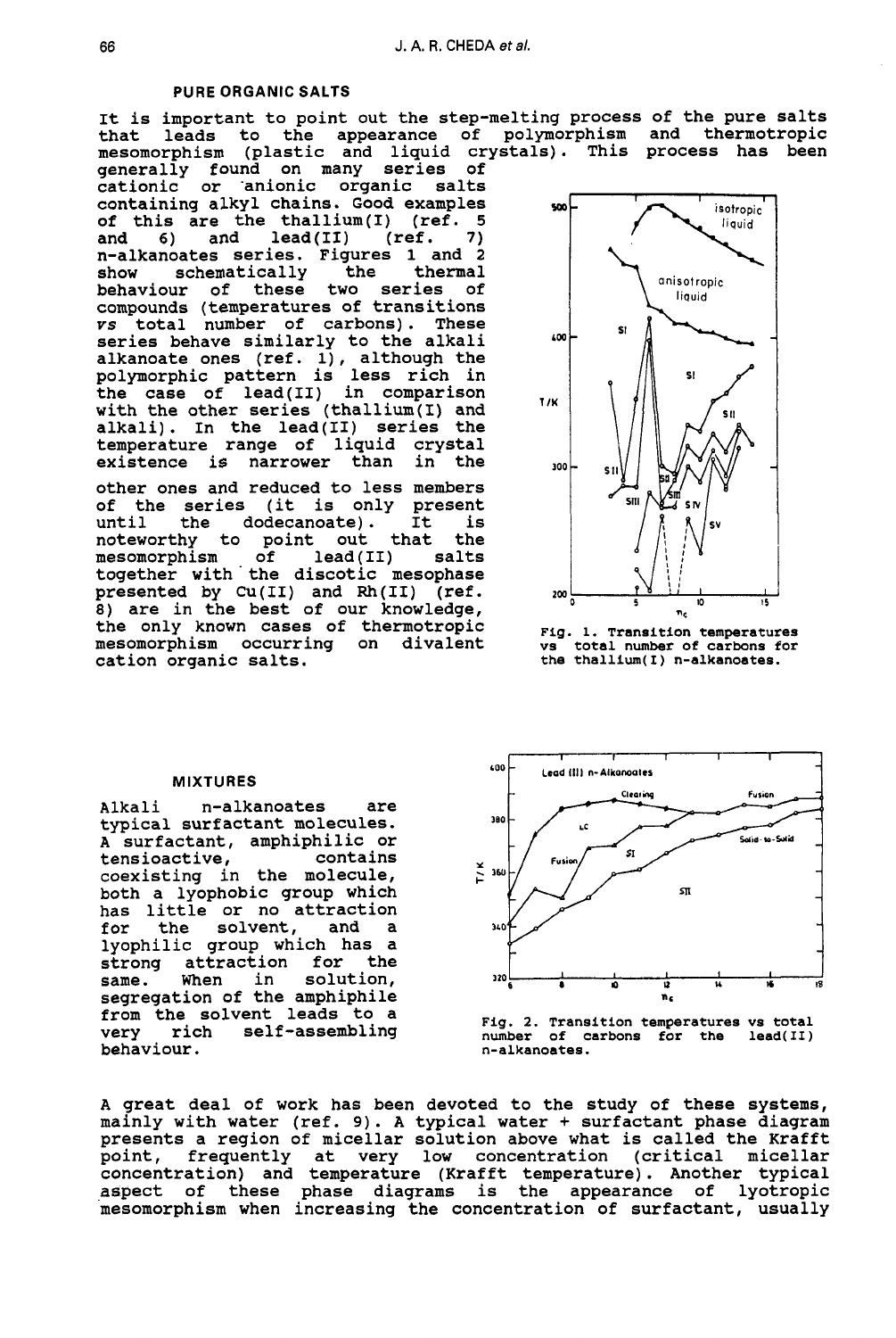## PURE ORGANIC SALTS

It is important to point out the step-melting process of the pure salts that leads to the appearance of polymorphism and thermotropic mesomorphism (plastic and liquid crystals). This process has been generally found on many series of cationic or anionic organic salts containing alkyl chains. Good examples of this are the thallium(I) (ref. 5 and 6) and lead(II) (ref. 7) n-alkanoates series. Figures 1 and 2 show schematically the thermal behaviour of these two series of compounds (temperatures of transitions *vs* total number of carbons). These series behave similarly to the alkali alkanoate ones (ref. 1), although the polymorphic pattern is less rich in the case of lead(II) in comparison with the other series (thallium(I) and alkali). In the lead(II) series the temperature range of liquid crystal existence is narrower than in the other ones and reduced to less members of the series (it is only present until the dodecanoate). It is noteworthy to point out that the mesomorphism of lead(II) salts together with the discotic mesophase presented by Cu(II) and Rh(II) (ref. 8) are in the best of our knowledge, the only known cases of thermotropic mesomorphism occurring on divalent cation organic salts.

Fig. 1. Transition temperatures vs total number of carbons for the thallium(I) n-alkanoates.

## MIXTURES

Alkali n-alkanoates are typical surfactant molecules. A surfactant, amphiphilic or tensioactive, contains coexisting in the molecule, both a lyophobic group which has little or no attraction for the solvent, and a lyophilic group which has a strong attraction for the same. When in solution, segregation of the amphiphile from the solvent leads to a very rich self-assembling behaviour.

Fig. 2. Transition temperatures vs total number of carbons for the lead(II) n-alkanoates.

A great deal of work has been devoted to the study of these systems, mainly with water (ref. 9). A typical water + surfactant phase diagram presents a region of micellar solution above what is called the Krafft point, frequently at very low concentration (critical micellar concentration) and temperature (Krafft temperature). Another typical aspect of these phase diagrams is the appearance of lyotropic mesomorphism when increasing the concentration of surfactant, usually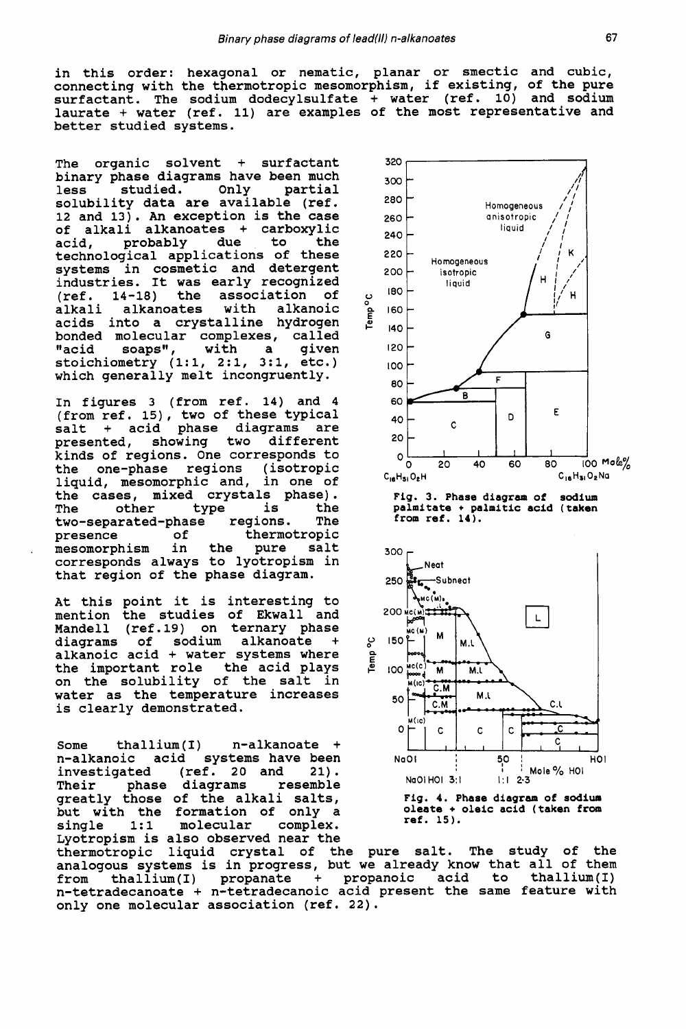in this order: hexagonal or nematic, planar or smectic and cubic, connecting with the thermotropic mesomorphism, if existing, of the pure surfactant. The sodium dodecylsulfate + water (ref. 10) and sodium laurate + water (ref. 11) are examples of the most representative and better studied systems.

The organic solvent + surfactant binary phase diagrams have been much less studied. Only partial solubility data are available (ref. 12 and 13). An exception is the case of alkali alkanoates + carboxylic acid, probably due to the technological applications of these systems in cosmetic and detergent industries. It was early recognized (ref. 14-18) the association of alkali alkanoates with alkanoic acids into a crystalline hydrogen bonded molecular complexes, called "acid soaps", with a given stoichiometry (1:1, 2:1, 3:1, etc.) which generally melt incongruently.

In figures 3 (from ref. 14) and 4 (from ref. 15), two of these typical salt + acid phase diagrams are presented, showing two different kinds of regions. One corresponds to the one-phase regions (isotropic liquid, mesomorphic and, in one of the cases, mixed crystals phase). The other type is the two-separated-phase regions. The presence of thermotropic mesomorphism in the pure salt corresponds always to lyotropism in that region of the phase diagram.

At this point it is interesting to mention the studies of Ekwall and Mandell (ref.19) on ternary phase diagrams of sodium alkanoate + alkanoic acid + water systems where the important role the acid plays on the solubility of the salt in water as the temperature increases is clearly demonstrated.

Fig. 3. Phase diagram of sodium palmitate + palmitic acid (taken from ref. 14).

Fig. 4. Phase diagram of sodium oleate + oleic acid (taken from ref. 15).

Some thallium(I) n-alkanoate + n-alkanoic acid systems have been investigated (ref. 20 and 21). Their phase diagrams resemble greatly those of the alkali salts, but with the formation of only a single 1:1 molecular complex. Lyotropism is also observed near the thermotropic liquid crystal of the pure salt. The study of the analogous systems is in progress, but we already know that all of them from thallium(I) propanate + propanoic acid to thallium(I) n-tetradecanoate + n-tetradecanoic acid present the same feature with only one molecular association (ref. 22).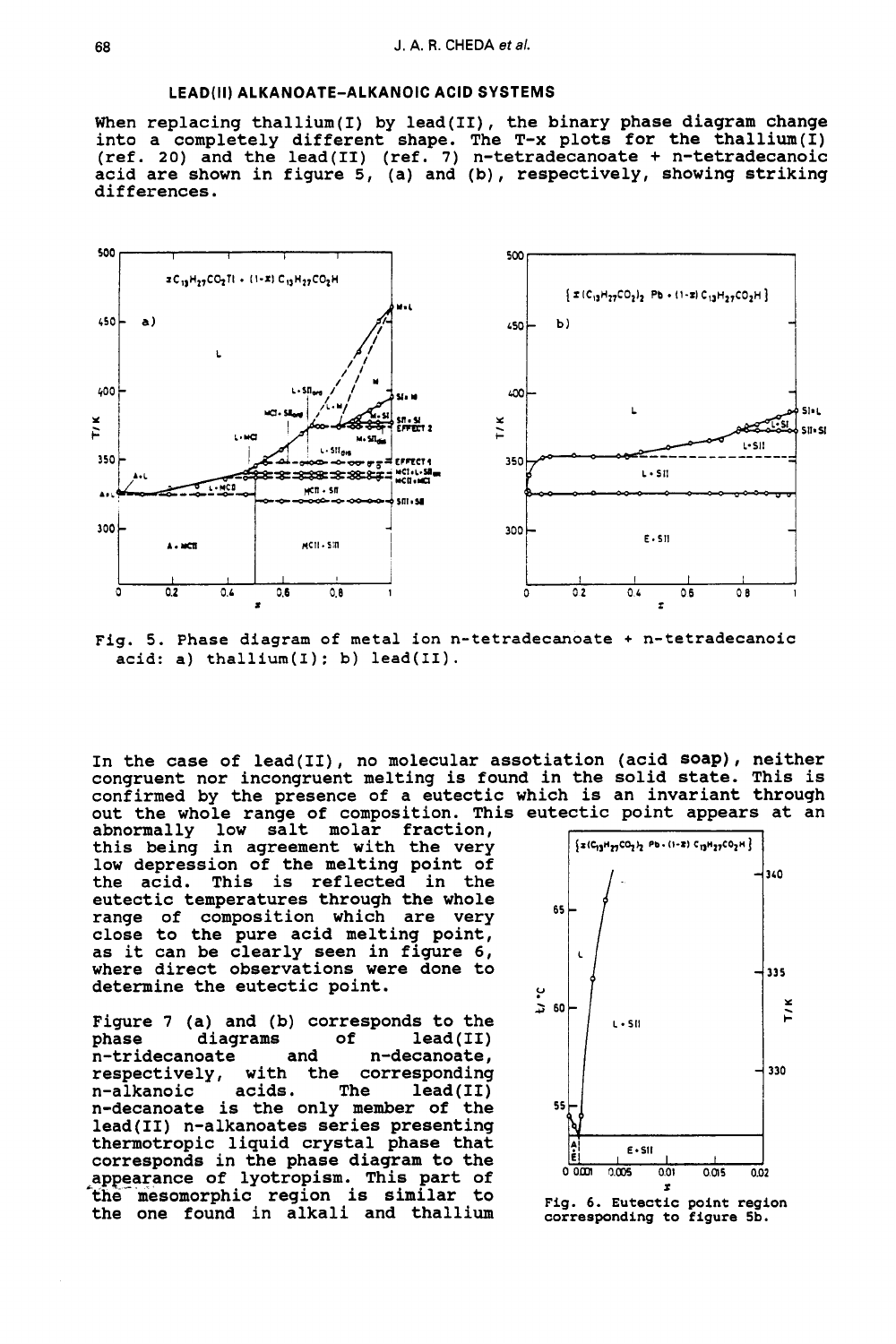## LEAD(II) ALKANOATE-ALKANOIC ACID SYSTEMS

When replacing thallium(I) by lead(II), the binary phase diagram change into a completely different shape. The T-x plots for the thallium(I) (ref. 20) and the lead(II) (ref. 7) n-tetradecanoate + n-tetradecanoic acid are shown in figure 5, (a) and (b), respectively, showing striking differences.

Fig. 5. Phase diagram of metal ion n-tetradecanoate + n-tetradecanoic acid: a) thallium(I); b) lead(II).

In the case of lead(II), no molecular assotiation (acid soap), neither congruent nor incongruent melting is found in the solid state. This is confirmed by the presence of a eutectic which is an invariant through out the whole range of composition. This eutectic point appears at an abnormally low salt molar fraction, this being in agreement with the very low depression of the melting point of the acid. This is reflected in the eutectic temperatures through the whole range of composition which are very close to the pure acid melting point, as it can be clearly seen in figure 6, where direct observations were done to determine the eutectic point.

Fig. 6. Eutectic point region corresponding to figure 5b.

Figure 7 (a) and (b) corresponds to the phase diagrams of lead(II) n-tridecanoate and n-decanoate, respectively, with the corresponding n-alkanoic acids. The lead(II) n-decanoate is the only member of the lead(II) n-alkanoates series presenting thermotropic liquid crystal phase that corresponds in the phase diagram to the appearance of lyotropism. This part of the mesomorphic region is similar to the one found in alkali and thallium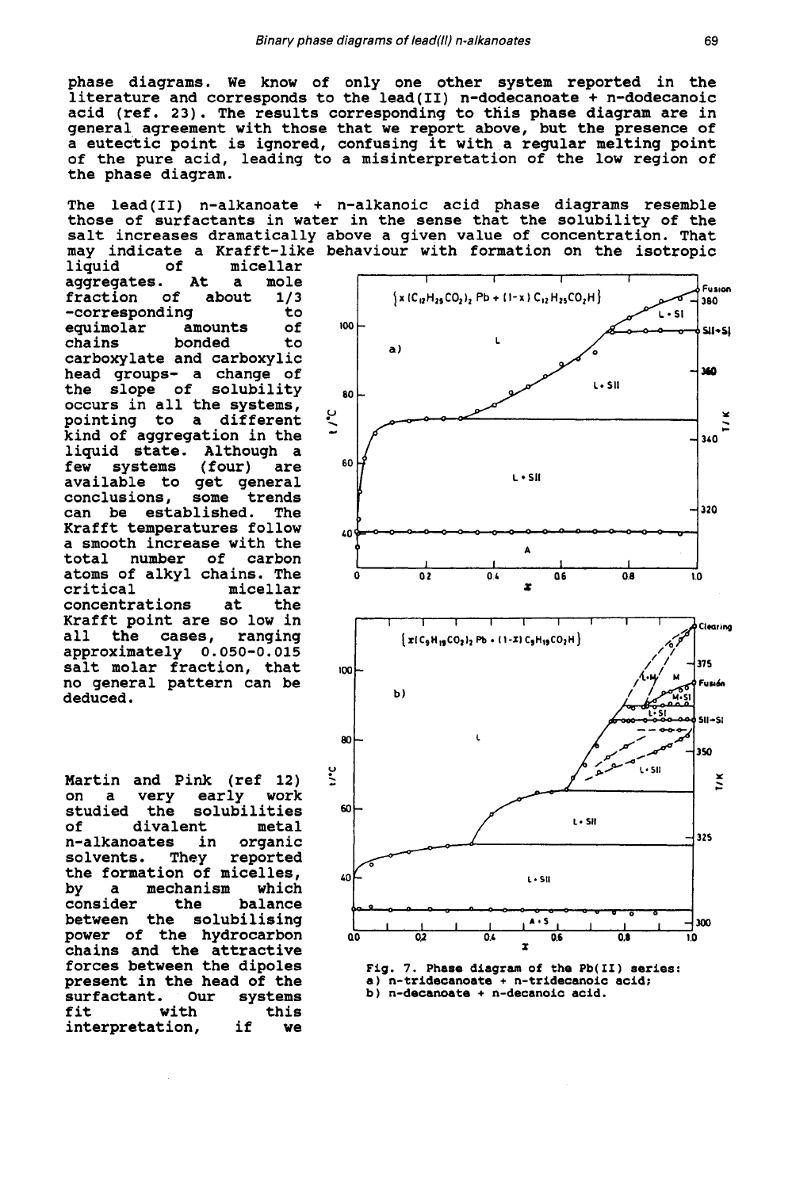phase diagrams. We know of only one other system reported in the literature and corresponds to the lead(II) n-dodecanoate + n-dodecanoic acid (ref. 23). The results corresponding to this phase diagram are in general agreement with those that we report above, but the presence of a eutectic point is ignored, confusing it with a regular melting point of the pure acid, leading to a misinterpretation of the low region of the phase diagram.

The lead(II) n-alkanoate + n-alkanoic acid phase diagrams resemble those of surfactants in water in the sense that the solubility of the salt increases dramatically above a given value of concentration. That may indicate a Krafft-like behaviour with formation on the isotropic liquid of micellar aggregates. At a mole fraction of about 1/3 -corresponding to equimolar amounts of chains bonded to carboxylate and carboxylic head groups- a change of the slope of solubility occurs in all the systems, pointing to a different kind of aggregation in the liquid state. Although a few systems (four) are available to get general conclusions, some trends can be established. The Krafft temperatures follow a smooth increase with the total number of carbon atoms of alkyl chains. The critical micellar concentrations at the Krafft point are so low in all the cases, ranging approximately 0.050-0.015 salt molar fraction, that no general pattern can be deduced.

Martin and Pink (ref 12) on a very early work studied the solubilities of divalent metal n-alkanoates in organic solvents. They reported the formation of micelles, by a mechanism which consider the balance between the solubilising power of the hydrocarbon chains and the attractive forces between the dipoles present in the head of the surfactant. Our systems fit with this interpretation, if we

Fig. 7. Phase diagram of the Pb(II) series: a) n-tridecanoate + n-tridecanoic acid; b) n-decanoate + n-decanoic acid.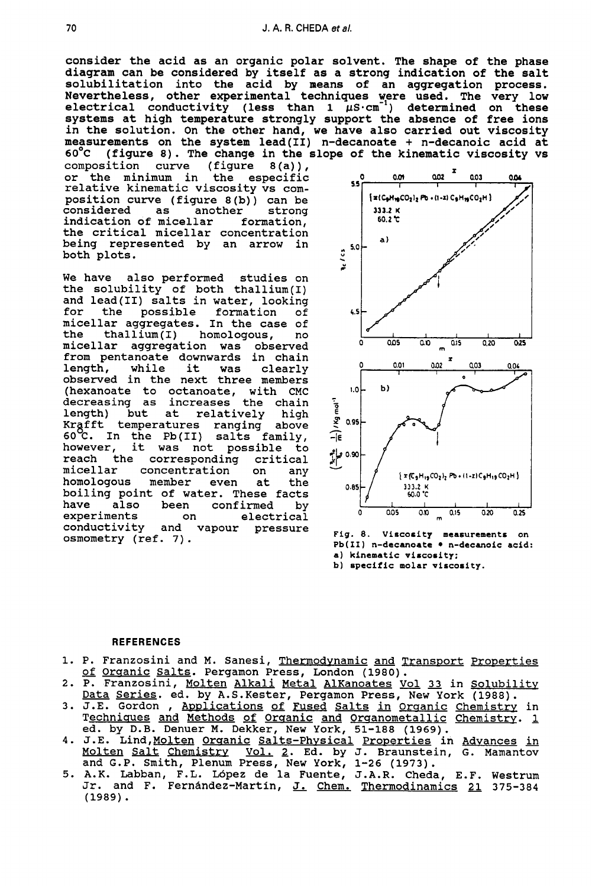consider the acid as an organic polar solvent. The shape of the phase diagram can be considered by itself as a strong indication of the salt solubilitation into the acid by means of an aggregation process. Nevertheless, other experimental techniques were used. The very low electrical conductivity (less than 1 $\mu S \cdot cm^{-1}$) determined on these systems at high temperature strongly support the absence of free ions in the solution. On the other hand, we have also carried out viscosity measurements on the system lead(II) n-decanoate + n-decanoic acid at 60°C (figure 8). The change in the slope of the kinematic viscosity vs composition curve (figure 8(a)), or the minimum in the especific relative kinematic viscosity vs composition curve (figure 8(b)) can be considered as another strong indication of micellar formation, the critical micellar concentration being represented by an arrow in both plots.

We have also performed studies on the solubility of both thallium(I) and lead(II) salts in water, looking for the possible formation of micellar aggregates. In the case of the thallium(I) homologous, no micellar aggregation was observed from pentanoate downwards in chain length, while it was clearly observed in the next three members (hexanoate to octanoate, with CMC decreasing as increases the chain length) but at relatively high Krafft temperatures ranging above 60°C. In the Pb(II) salts family, however, it was not possible to reach the corresponding critical micellar concentration on any homologous member even at the boiling point of water. These facts have also been confirmed by experiments on electrical conductivity and vapour pressure osmometry (ref. 7).

Fig. 8. Viscosity measurements on Pb(II) n-decanoate + n-decanoic acid: a) kinematic viscosity; b) specific molar viscosity.

### REFERENCES

1. P. Franzosini and M. Sanesi, Thermodynamic and Transport Properties of Organic Salts. Pergamon Press, London (1980).
2. P. Franzosini, Molten Alkali Metal AlKanoates Vol 33 in Solubility Data Series. ed. by A.S.Kester, Pergamon Press, New York (1988).
3. J.E. Gordon , Applications of Fused Salts in Organic Chemistry in Techniques and Methods of Organic and Organometallic Chemistry. 1 ed. by D.B. Denuer M. Dekker, New York, 51-188 (1969).
4. J.E. Lind,Molten Organic Salts-Physical Properties in Advances in Molten Salt Chemistry Vol. 2. Ed. by J. Braunstein, G. Mamantov and G.P. Smith, Plenum Press, New York, 1-26 (1973).
5. A.K. Labban, F.L. López de la Fuente, J.A.R. Cheda, E.F. Westrum Jr. and F. Fernández-Martín, J. Chem. Thermodinamics 21 375-384 (1989).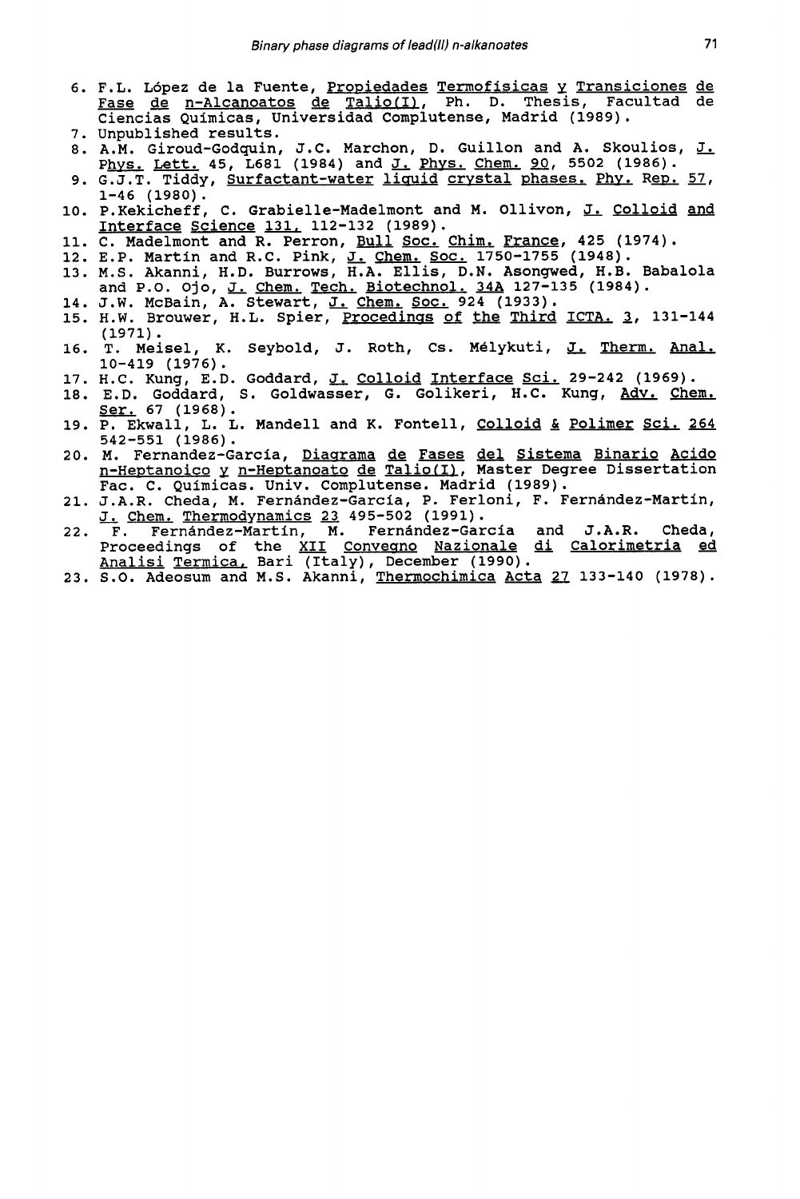6. F.L. López de la Fuente, Propiedades Termofisicas y Transiciones de Fase de n-Alcanoatos de Talio(I), Ph. D. Thesis, Facultad de Ciencias Químicas, Universidad Complutense, Madrid (1989).
7. Unpublished results.
8. A.M. Giroud-Godquin, J.C. Marchon, D. Guillon and A. Skoulios, J. Phys. Lett. 45, L681 (1984) and J. Phys. Chem. 90, 5502 (1986).
9. G.J.T. Tiddy, Surfactant-water liquid crystal phases. Phy. Rep. 57, 1-46 (1980).
10. P.Kekicheff, C. Grabielle-Madelmont and M. Ollivon, J. Colloid and Interface Science 131, 112-132 (1989).
11. C. Madelmont and R. Perron, Bull Soc. Chim. France, 425 (1974).
12. E.P. Martin and R.C. Pink, J. Chem. Soc. 1750-1755 (1948).
13. M.S. Akanni, H.D. Burrows, H.A. Ellis, D.N. Asongwed, H.B. Babalola and P.O. Ojo, J. Chem. Tech. Biotechnol. 34A 127-135 (1984).
14. J.W. McBain, A. Stewart, J. Chem. Soc. 924 (1933).
15. H.W. Brouwer, H.L. Spier, Procedings of the Third ICTA. 3, 131-144 (1971).
16. T. Meisel, K. Seybold, J. Roth, Cs. Mélykuti, J. Therm. Anal. 10-419 (1976).
17. H.C. Kung, E.D. Goddard, J. Colloid Interface Sci. 29-242 (1969).
18. E.D. Goddard, S. Goldwasser, G. Golikeri, H.C. Kung, Adv. Chem. Ser. 67 (1968).
19. P. Ekwall, L. L. Mandell and K. Fontell, Colloid & Polimer Sci. 264 542-551 (1986).
20. M. Fernandez-García, Diagrama de Fases del Sistema Binario Acido n-Heptanoico y n-Heptanoato de Talio(I), Master Degree Dissertation Fac. C. Químicas. Univ. Complutense. Madrid (1989).
21. J.A.R. Cheda, M. Fernández-García, P. Ferloni, F. Fernández-Martín, J. Chem. Thermodynamics 23 495-502 (1991).
22. F. Fernández-Martín, M. Fernández-García and J.A.R. Cheda, Proceedings of the XII Convegno Nazionale di Calorimetria ed Analisi Termica, Bari (Italy), December (1990).
23. S.O. Adeosum and M.S. Akanni, Thermochimica Acta 27 133-140 (1978).